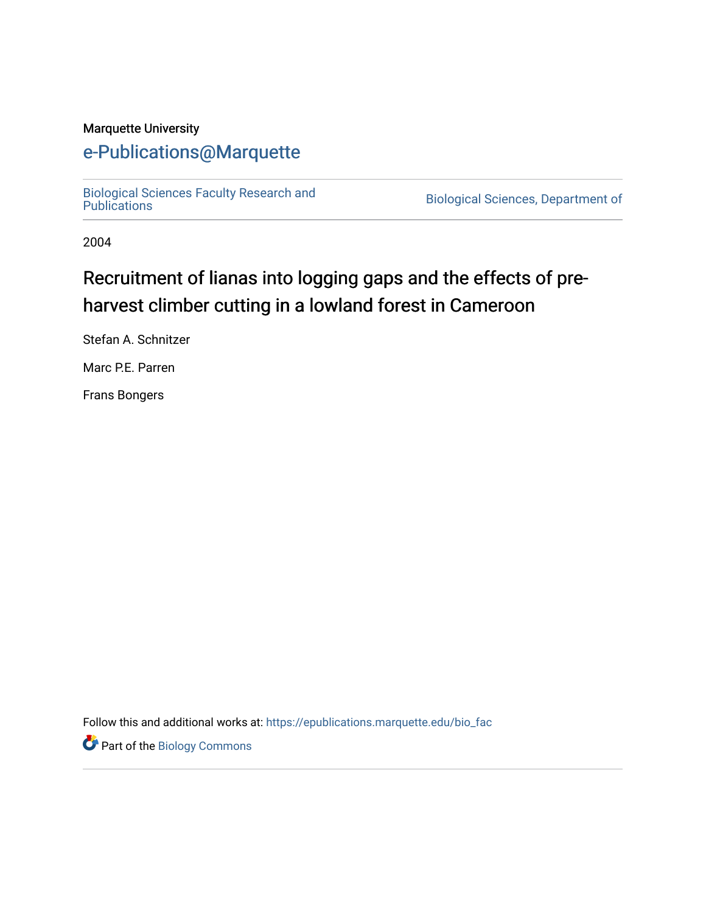Marquette University

# e-Publications@Marquette

Biological Sciences Faculty Research and Publications

Biological Sciences, Department of

2004

## Recruitment of lianas into logging gaps and the effects of pre-harvest climber cutting in a lowland forest in Cameroon

Stefan A. Schnitzer

Marc P.E. Parren

Frans Bongers

Follow this and additional works at: https://epublications.marquette.edu/bio_fac

Part of the Biology Commons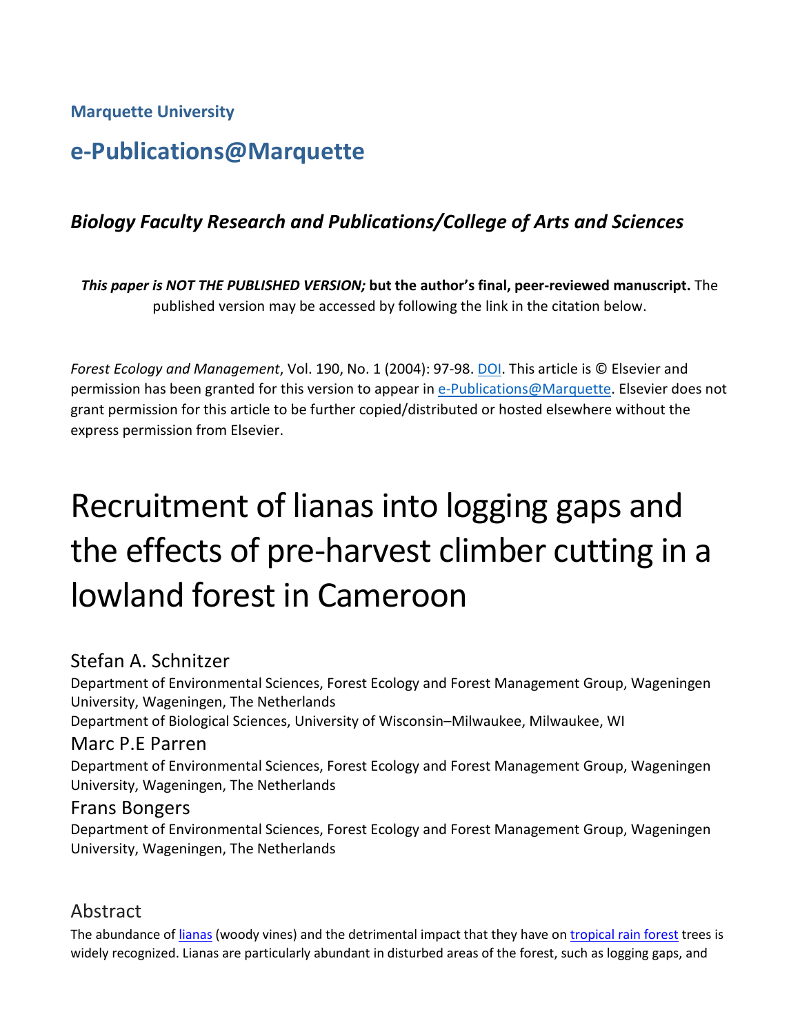Marquette University

# e-Publications@Marquette

## *Biology Faculty Research and Publications/College of Arts and Sciences*

***This paper is NOT THE PUBLISHED VERSION;* but the author's final, peer-reviewed manuscript.** The published version may be accessed by following the link in the citation below.

*Forest Ecology and Management*, Vol. 190, No. 1 (2004): 97-98. DOI. This article is © Elsevier and permission has been granted for this version to appear in e-Publications@Marquette. Elsevier does not grant permission for this article to be further copied/distributed or hosted elsewhere without the express permission from Elsevier.

# Recruitment of lianas into logging gaps and the effects of pre-harvest climber cutting in a lowland forest in Cameroon

Stefan A. Schnitzer
Department of Environmental Sciences, Forest Ecology and Forest Management Group, Wageningen University, Wageningen, The Netherlands
Department of Biological Sciences, University of Wisconsin–Milwaukee, Milwaukee, WI

Marc P.E Parren
Department of Environmental Sciences, Forest Ecology and Forest Management Group, Wageningen University, Wageningen, The Netherlands

Frans Bongers
Department of Environmental Sciences, Forest Ecology and Forest Management Group, Wageningen University, Wageningen, The Netherlands

## Abstract

The abundance of lianas (woody vines) and the detrimental impact that they have on tropical rain forest trees is widely recognized. Lianas are particularly abundant in disturbed areas of the forest, such as logging gaps, and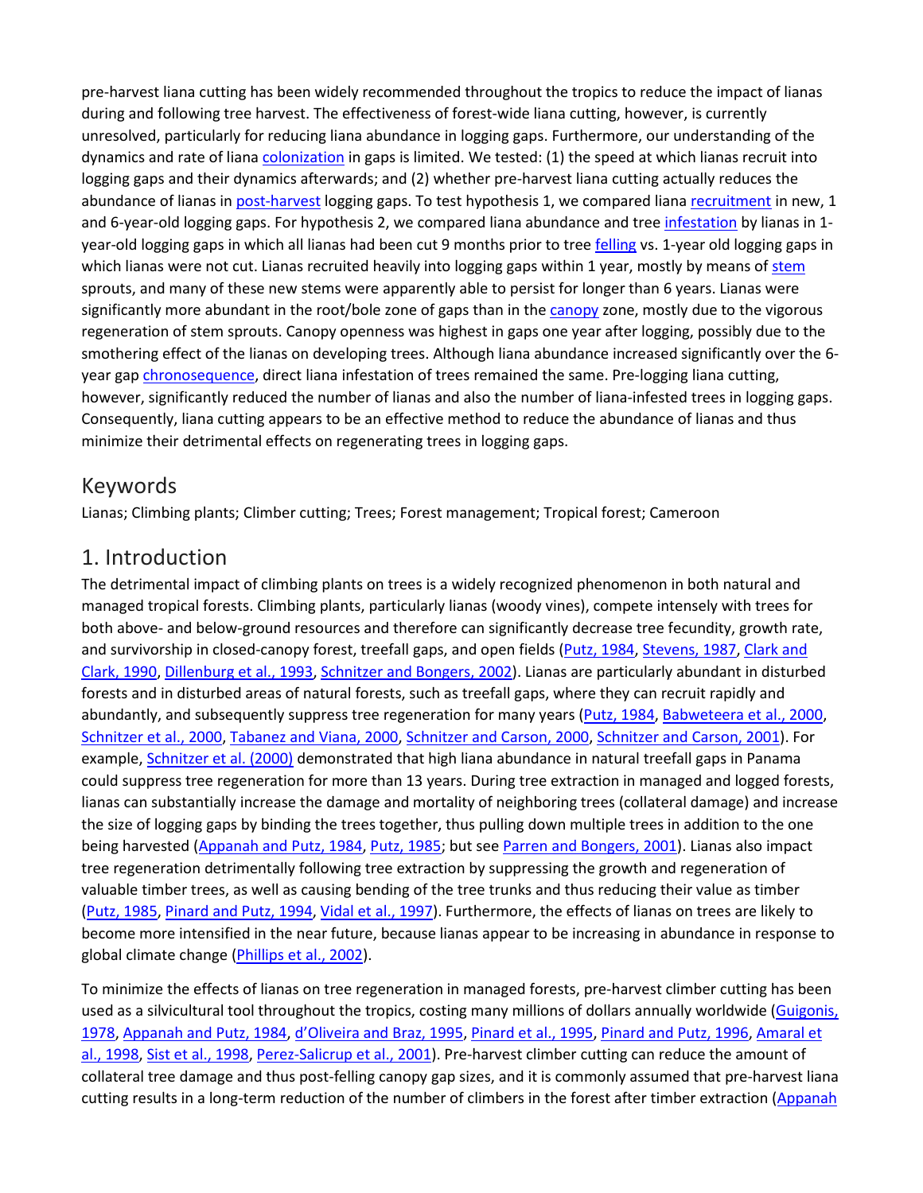pre-harvest liana cutting has been widely recommended throughout the tropics to reduce the impact of lianas during and following tree harvest. The effectiveness of forest-wide liana cutting, however, is currently unresolved, particularly for reducing liana abundance in logging gaps. Furthermore, our understanding of the dynamics and rate of liana colonization in gaps is limited. We tested: (1) the speed at which lianas recruit into logging gaps and their dynamics afterwards; and (2) whether pre-harvest liana cutting actually reduces the abundance of lianas in post-harvest logging gaps. To test hypothesis 1, we compared liana recruitment in new, 1 and 6-year-old logging gaps. For hypothesis 2, we compared liana abundance and tree infestation by lianas in 1-year-old logging gaps in which all lianas had been cut 9 months prior to tree felling vs. 1-year old logging gaps in which lianas were not cut. Lianas recruited heavily into logging gaps within 1 year, mostly by means of stem sprouts, and many of these new stems were apparently able to persist for longer than 6 years. Lianas were significantly more abundant in the root/bole zone of gaps than in the canopy zone, mostly due to the vigorous regeneration of stem sprouts. Canopy openness was highest in gaps one year after logging, possibly due to the smothering effect of the lianas on developing trees. Although liana abundance increased significantly over the 6-year gap chronosequence, direct liana infestation of trees remained the same. Pre-logging liana cutting, however, significantly reduced the number of lianas and also the number of liana-infested trees in logging gaps. Consequently, liana cutting appears to be an effective method to reduce the abundance of lianas and thus minimize their detrimental effects on regenerating trees in logging gaps.

## Keywords

Lianas; Climbing plants; Climber cutting; Trees; Forest management; Tropical forest; Cameroon

## 1. Introduction

The detrimental impact of climbing plants on trees is a widely recognized phenomenon in both natural and managed tropical forests. Climbing plants, particularly lianas (woody vines), compete intensely with trees for both above- and below-ground resources and therefore can significantly decrease tree fecundity, growth rate, and survivorship in closed-canopy forest, treefall gaps, and open fields (Putz, 1984, Stevens, 1987, Clark and Clark, 1990, Dillenburg et al., 1993, Schnitzer and Bongers, 2002). Lianas are particularly abundant in disturbed forests and in disturbed areas of natural forests, such as treefall gaps, where they can recruit rapidly and abundantly, and subsequently suppress tree regeneration for many years (Putz, 1984, Babweteera et al., 2000, Schnitzer et al., 2000, Tabanez and Viana, 2000, Schnitzer and Carson, 2000, Schnitzer and Carson, 2001). For example, Schnitzer et al. (2000) demonstrated that high liana abundance in natural treefall gaps in Panama could suppress tree regeneration for more than 13 years. During tree extraction in managed and logged forests, lianas can substantially increase the damage and mortality of neighboring trees (collateral damage) and increase the size of logging gaps by binding the trees together, thus pulling down multiple trees in addition to the one being harvested (Appanah and Putz, 1984, Putz, 1985; but see Parren and Bongers, 2001). Lianas also impact tree regeneration detrimentally following tree extraction by suppressing the growth and regeneration of valuable timber trees, as well as causing bending of the tree trunks and thus reducing their value as timber (Putz, 1985, Pinard and Putz, 1994, Vidal et al., 1997). Furthermore, the effects of lianas on trees are likely to become more intensified in the near future, because lianas appear to be increasing in abundance in response to global climate change (Phillips et al., 2002).

To minimize the effects of lianas on tree regeneration in managed forests, pre-harvest climber cutting has been used as a silvicultural tool throughout the tropics, costing many millions of dollars annually worldwide (Guigonis, 1978, Appanah and Putz, 1984, d'Oliveira and Braz, 1995, Pinard et al., 1995, Pinard and Putz, 1996, Amaral et al., 1998, Sist et al., 1998, Perez-Salicrup et al., 2001). Pre-harvest climber cutting can reduce the amount of collateral tree damage and thus post-felling canopy gap sizes, and it is commonly assumed that pre-harvest liana cutting results in a long-term reduction of the number of climbers in the forest after timber extraction (Appanah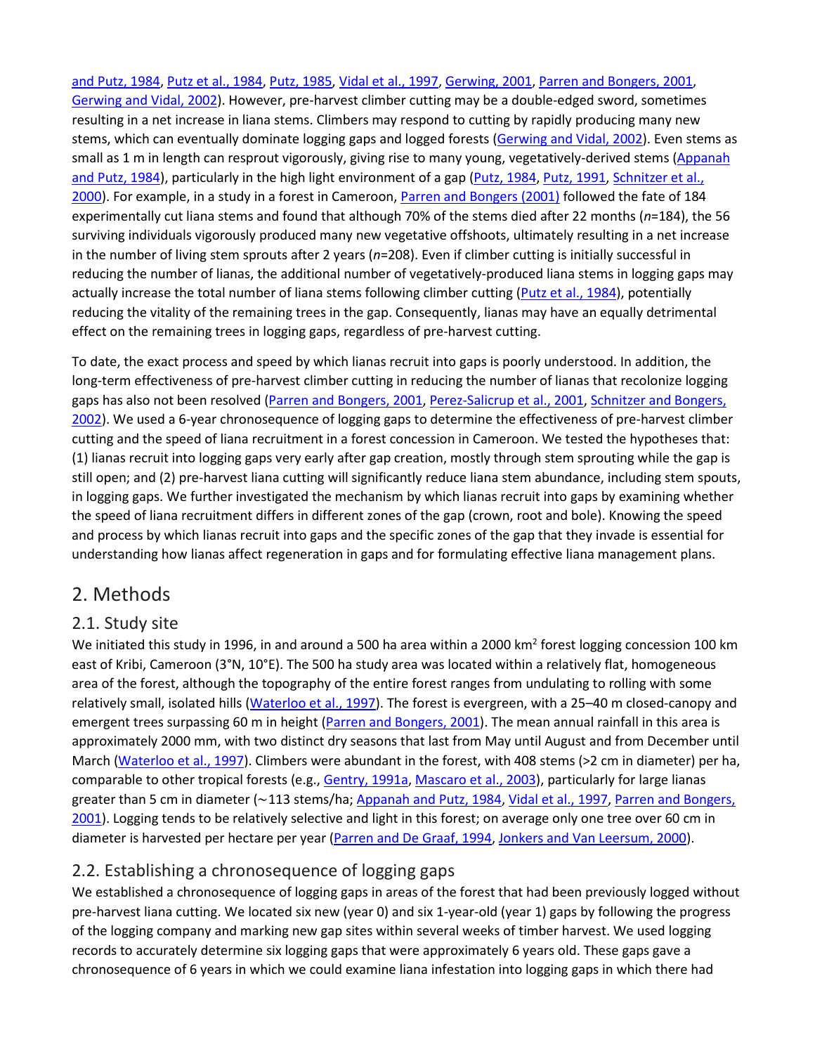and Putz, 1984, Putz et al., 1984, Putz, 1985, Vidal et al., 1997, Gerwing, 2001, Parren and Bongers, 2001, Gerwing and Vidal, 2002). However, pre-harvest climber cutting may be a double-edged sword, sometimes resulting in a net increase in liana stems. Climbers may respond to cutting by rapidly producing many new stems, which can eventually dominate logging gaps and logged forests (Gerwing and Vidal, 2002). Even stems as small as 1 m in length can resprout vigorously, giving rise to many young, vegetatively-derived stems (Appanah and Putz, 1984), particularly in the high light environment of a gap (Putz, 1984, Putz, 1991, Schnitzer et al., 2000). For example, in a study in a forest in Cameroon, Parren and Bongers (2001) followed the fate of 184 experimentally cut liana stems and found that although 70% of the stems died after 22 months (*n*=184), the 56 surviving individuals vigorously produced many new vegetative offshoots, ultimately resulting in a net increase in the number of living stem sprouts after 2 years (*n*=208). Even if climber cutting is initially successful in reducing the number of lianas, the additional number of vegetatively-produced liana stems in logging gaps may actually increase the total number of liana stems following climber cutting (Putz et al., 1984), potentially reducing the vitality of the remaining trees in the gap. Consequently, lianas may have an equally detrimental effect on the remaining trees in logging gaps, regardless of pre-harvest cutting.

To date, the exact process and speed by which lianas recruit into gaps is poorly understood. In addition, the long-term effectiveness of pre-harvest climber cutting in reducing the number of lianas that recolonize logging gaps has also not been resolved (Parren and Bongers, 2001, Perez-Salicrup et al., 2001, Schnitzer and Bongers, 2002). We used a 6-year chronosequence of logging gaps to determine the effectiveness of pre-harvest climber cutting and the speed of liana recruitment in a forest concession in Cameroon. We tested the hypotheses that: (1) lianas recruit into logging gaps very early after gap creation, mostly through stem sprouting while the gap is still open; and (2) pre-harvest liana cutting will significantly reduce liana stem abundance, including stem spouts, in logging gaps. We further investigated the mechanism by which lianas recruit into gaps by examining whether the speed of liana recruitment differs in different zones of the gap (crown, root and bole). Knowing the speed and process by which lianas recruit into gaps and the specific zones of the gap that they invade is essential for understanding how lianas affect regeneration in gaps and for formulating effective liana management plans.

## 2. Methods

### 2.1. Study site

We initiated this study in 1996, in and around a 500 ha area within a 2000 km$^2$ forest logging concession 100 km east of Kribi, Cameroon (3°N, 10°E). The 500 ha study area was located within a relatively flat, homogeneous area of the forest, although the topography of the entire forest ranges from undulating to rolling with some relatively small, isolated hills (Waterloo et al., 1997). The forest is evergreen, with a 25–40 m closed-canopy and emergent trees surpassing 60 m in height (Parren and Bongers, 2001). The mean annual rainfall in this area is approximately 2000 mm, with two distinct dry seasons that last from May until August and from December until March (Waterloo et al., 1997). Climbers were abundant in the forest, with 408 stems (>2 cm in diameter) per ha, comparable to other tropical forests (e.g., Gentry, 1991a, Mascaro et al., 2003), particularly for large lianas greater than 5 cm in diameter (~113 stems/ha; Appanah and Putz, 1984, Vidal et al., 1997, Parren and Bongers, 2001). Logging tends to be relatively selective and light in this forest; on average only one tree over 60 cm in diameter is harvested per hectare per year (Parren and De Graaf, 1994, Jonkers and Van Leersum, 2000).

### 2.2. Establishing a chronosequence of logging gaps

We established a chronosequence of logging gaps in areas of the forest that had been previously logged without pre-harvest liana cutting. We located six new (year 0) and six 1-year-old (year 1) gaps by following the progress of the logging company and marking new gap sites within several weeks of timber harvest. We used logging records to accurately determine six logging gaps that were approximately 6 years old. These gaps gave a chronosequence of 6 years in which we could examine liana infestation into logging gaps in which there had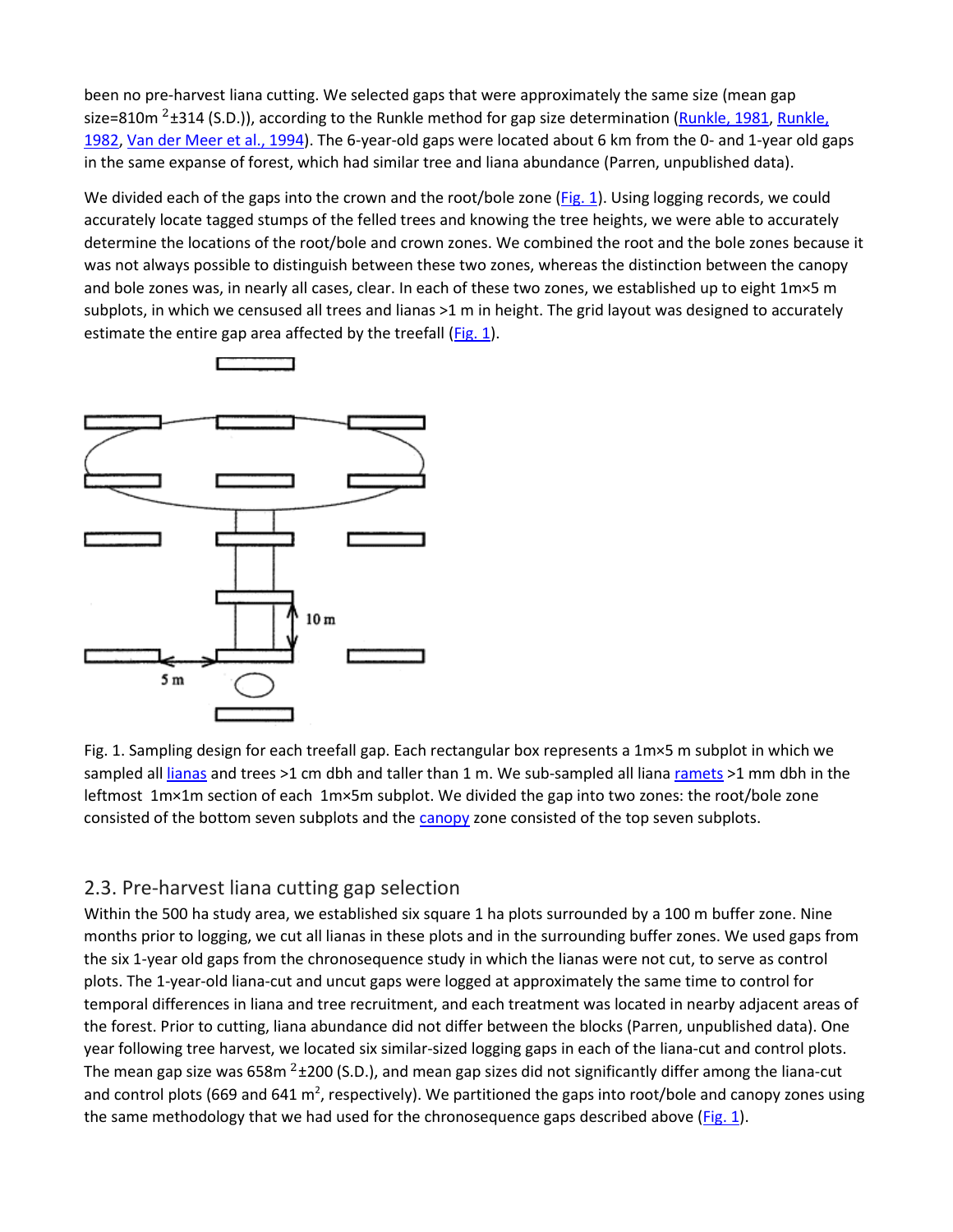been no pre-harvest liana cutting. We selected gaps that were approximately the same size (mean gap size=810m $^2$±314 (S.D.)), according to the Runkle method for gap size determination (Runkle, 1981, Runkle, 1982, Van der Meer et al., 1994). The 6-year-old gaps were located about 6 km from the 0- and 1-year old gaps in the same expanse of forest, which had similar tree and liana abundance (Parren, unpublished data).

We divided each of the gaps into the crown and the root/bole zone (Fig. 1). Using logging records, we could accurately locate tagged stumps of the felled trees and knowing the tree heights, we were able to accurately determine the locations of the root/bole and crown zones. We combined the root and the bole zones because it was not always possible to distinguish between these two zones, whereas the distinction between the canopy and bole zones was, in nearly all cases, clear. In each of these two zones, we established up to eight 1m×5 m subplots, in which we censused all trees and lianas >1 m in height. The grid layout was designed to accurately estimate the entire gap area affected by the treefall (Fig. 1).

Fig. 1. Sampling design for each treefall gap. Each rectangular box represents a 1m×5 m subplot in which we sampled all lianas and trees >1 cm dbh and taller than 1 m. We sub-sampled all liana ramets >1 mm dbh in the leftmost 1m×1m section of each 1m×5m subplot. We divided the gap into two zones: the root/bole zone consisted of the bottom seven subplots and the canopy zone consisted of the top seven subplots.

## 2.3. Pre-harvest liana cutting gap selection

Within the 500 ha study area, we established six square 1 ha plots surrounded by a 100 m buffer zone. Nine months prior to logging, we cut all lianas in these plots and in the surrounding buffer zones. We used gaps from the six 1-year old gaps from the chronosequence study in which the lianas were not cut, to serve as control plots. The 1-year-old liana-cut and uncut gaps were logged at approximately the same time to control for temporal differences in liana and tree recruitment, and each treatment was located in nearby adjacent areas of the forest. Prior to cutting, liana abundance did not differ between the blocks (Parren, unpublished data). One year following tree harvest, we located six similar-sized logging gaps in each of the liana-cut and control plots. The mean gap size was 658m $^2$±200 (S.D.), and mean gap sizes did not significantly differ among the liana-cut and control plots (669 and 641 m$^2$, respectively). We partitioned the gaps into root/bole and canopy zones using the same methodology that we had used for the chronosequence gaps described above (Fig. 1).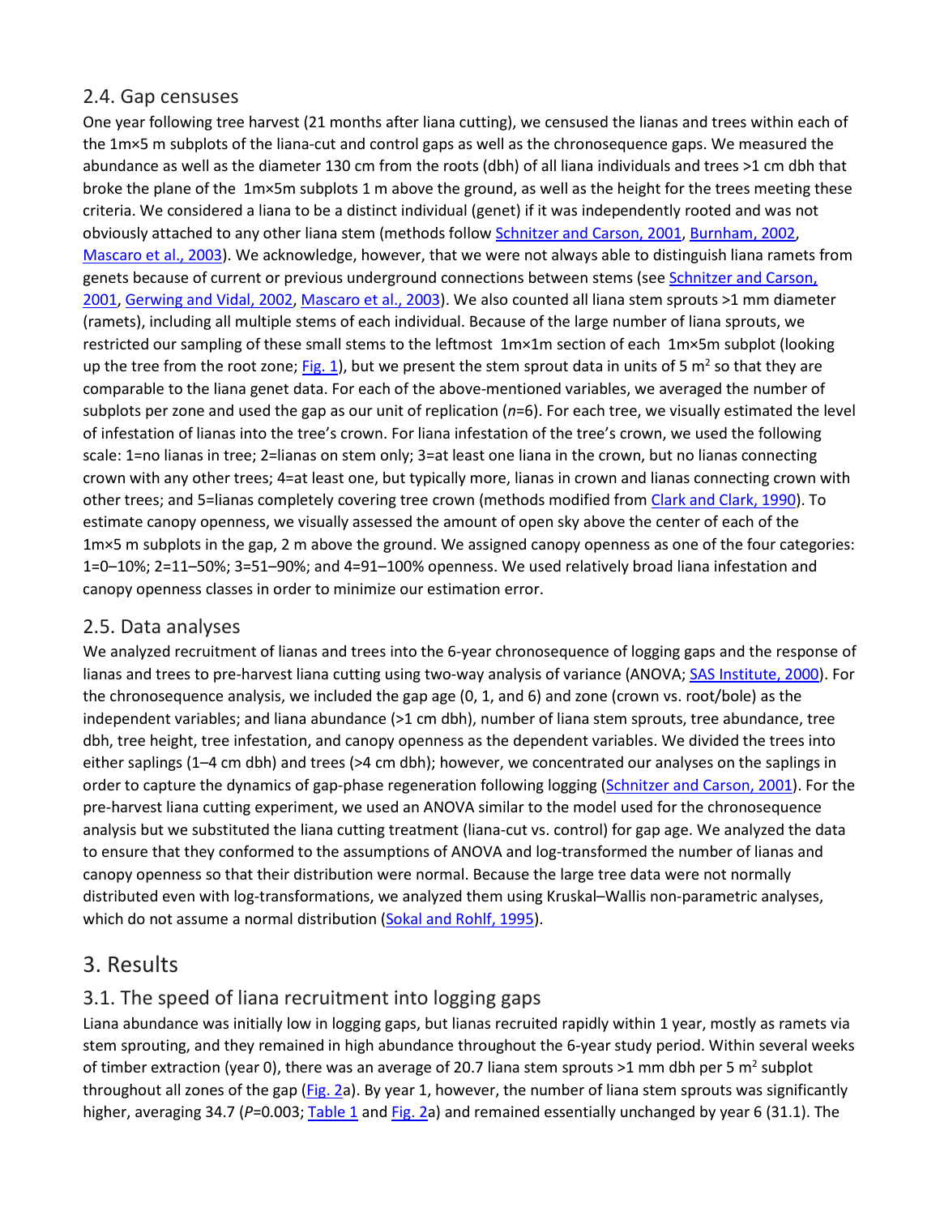## 2.4. Gap censuses

One year following tree harvest (21 months after liana cutting), we censused the lianas and trees within each of the 1m×5 m subplots of the liana-cut and control gaps as well as the chronosequence gaps. We measured the abundance as well as the diameter 130 cm from the roots (dbh) of all liana individuals and trees >1 cm dbh that broke the plane of the 1m×5m subplots 1 m above the ground, as well as the height for the trees meeting these criteria. We considered a liana to be a distinct individual (genet) if it was independently rooted and was not obviously attached to any other liana stem (methods follow Schnitzer and Carson, 2001, Burnham, 2002, Mascaro et al., 2003). We acknowledge, however, that we were not always able to distinguish liana ramets from genets because of current or previous underground connections between stems (see Schnitzer and Carson, 2001, Gerwing and Vidal, 2002, Mascaro et al., 2003). We also counted all liana stem sprouts >1 mm diameter (ramets), including all multiple stems of each individual. Because of the large number of liana sprouts, we restricted our sampling of these small stems to the leftmost 1m×1m section of each 1m×5m subplot (looking up the tree from the root zone; Fig. 1), but we present the stem sprout data in units of 5 m$^2$ so that they are comparable to the liana genet data. For each of the above-mentioned variables, we averaged the number of subplots per zone and used the gap as our unit of replication ($n$=6). For each tree, we visually estimated the level of infestation of lianas into the tree's crown. For liana infestation of the tree's crown, we used the following scale: 1=no lianas in tree; 2=lianas on stem only; 3=at least one liana in the crown, but no lianas connecting crown with any other trees; 4=at least one, but typically more, lianas in crown and lianas connecting crown with other trees; and 5=lianas completely covering tree crown (methods modified from Clark and Clark, 1990). To estimate canopy openness, we visually assessed the amount of open sky above the center of each of the 1m×5 m subplots in the gap, 2 m above the ground. We assigned canopy openness as one of the four categories: 1=0–10%; 2=11–50%; 3=51–90%; and 4=91–100% openness. We used relatively broad liana infestation and canopy openness classes in order to minimize our estimation error.

## 2.5. Data analyses

We analyzed recruitment of lianas and trees into the 6-year chronosequence of logging gaps and the response of lianas and trees to pre-harvest liana cutting using two-way analysis of variance (ANOVA; SAS Institute, 2000). For the chronosequence analysis, we included the gap age (0, 1, and 6) and zone (crown vs. root/bole) as the independent variables; and liana abundance (>1 cm dbh), number of liana stem sprouts, tree abundance, tree dbh, tree height, tree infestation, and canopy openness as the dependent variables. We divided the trees into either saplings (1–4 cm dbh) and trees (>4 cm dbh); however, we concentrated our analyses on the saplings in order to capture the dynamics of gap-phase regeneration following logging (Schnitzer and Carson, 2001). For the pre-harvest liana cutting experiment, we used an ANOVA similar to the model used for the chronosequence analysis but we substituted the liana cutting treatment (liana-cut vs. control) for gap age. We analyzed the data to ensure that they conformed to the assumptions of ANOVA and log-transformed the number of lianas and canopy openness so that their distribution were normal. Because the large tree data were not normally distributed even with log-transformations, we analyzed them using Kruskal–Wallis non-parametric analyses, which do not assume a normal distribution (Sokal and Rohlf, 1995).

# 3. Results

## 3.1. The speed of liana recruitment into logging gaps

Liana abundance was initially low in logging gaps, but lianas recruited rapidly within 1 year, mostly as ramets via stem sprouting, and they remained in high abundance throughout the 6-year study period. Within several weeks of timber extraction (year 0), there was an average of 20.7 liana stem sprouts >1 mm dbh per 5 m$^2$ subplot throughout all zones of the gap (Fig. 2a). By year 1, however, the number of liana stem sprouts was significantly higher, averaging 34.7 ($P$=0.003; Table 1 and Fig. 2a) and remained essentially unchanged by year 6 (31.1). The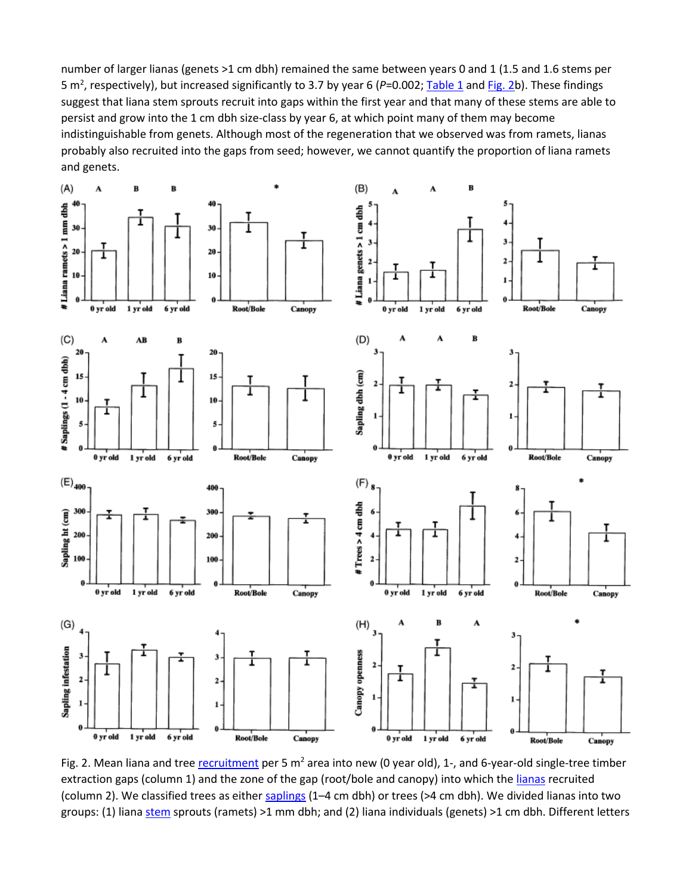number of larger lianas (genets >1 cm dbh) remained the same between years 0 and 1 (1.5 and 1.6 stems per 5 $m^2$, respectively), but increased significantly to 3.7 by year 6 ($P$=0.002; Table 1 and Fig. 2b). These findings suggest that liana stem sprouts recruit into gaps within the first year and that many of these stems are able to persist and grow into the 1 cm dbh size-class by year 6, at which point many of them may become indistinguishable from genets. Although most of the regeneration that we observed was from ramets, lianas probably also recruited into the gaps from seed; however, we cannot quantify the proportion of liana ramets and genets.

Fig. 2. Mean liana and tree recruitment per 5 $m^2$ area into new (0 year old), 1-, and 6-year-old single-tree timber extraction gaps (column 1) and the zone of the gap (root/bole and canopy) into which the lianas recruited (column 2). We classified trees as either saplings (1–4 cm dbh) or trees (>4 cm dbh). We divided lianas into two groups: (1) liana stem sprouts (ramets) >1 mm dbh; and (2) liana individuals (genets) >1 cm dbh. Different letters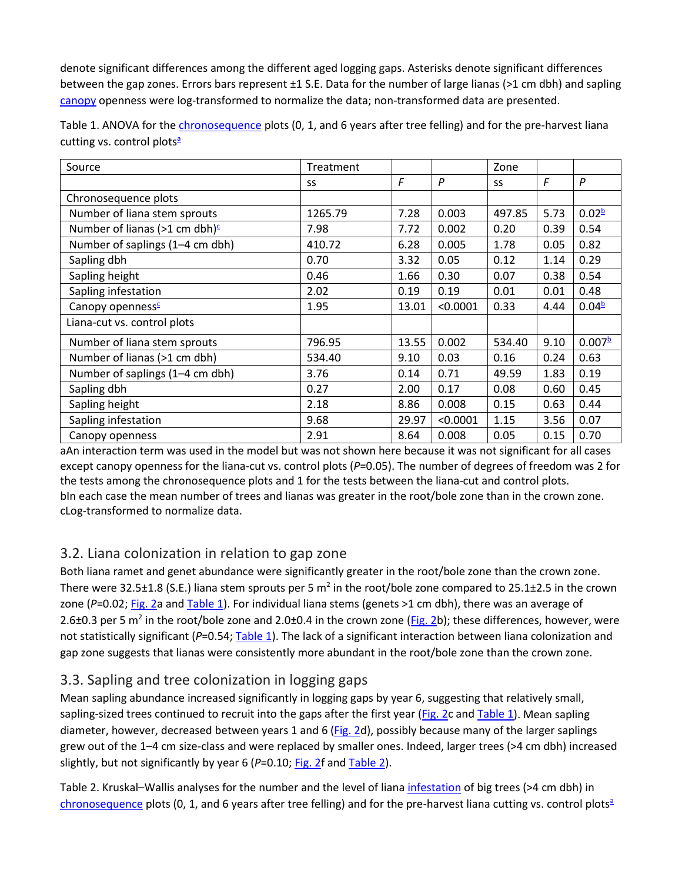denote significant differences among the different aged logging gaps. Asterisks denote significant differences between the gap zones. Errors bars represent ±1 S.E. Data for the number of large lianas (>1 cm dbh) and sapling canopy openness were log-transformed to normalize the data; non-transformed data are presented.

Table 1. ANOVA for the chronosequence plots (0, 1, and 6 years after tree felling) and for the pre-harvest liana cutting vs. control plots[a]

| Source | Treatment | | | Zone | | |
|---|---|---|---|---|---|---|
| | ss | *F* | *P* | ss | *F* | *P* |
| Chronosequence plots | | | | | | |
| Number of liana stem sprouts | 1265.79 | 7.28 | 0.003 | 497.85 | 5.73 | 0.02[b] |
| Number of lianas (>1 cm dbh)[c] | 7.98 | 7.72 | 0.002 | 0.20 | 0.39 | 0.54 |
| Number of saplings (1–4 cm dbh) | 410.72 | 6.28 | 0.005 | 1.78 | 0.05 | 0.82 |
| Sapling dbh | 0.70 | 3.32 | 0.05 | 0.12 | 1.14 | 0.29 |
| Sapling height | 0.46 | 1.66 | 0.30 | 0.07 | 0.38 | 0.54 |
| Sapling infestation | 2.02 | 0.19 | 0.19 | 0.01 | 0.01 | 0.48 |
| Canopy openness[c] | 1.95 | 13.01 | <0.0001 | 0.33 | 4.44 | 0.04[b] |
| Liana-cut vs. control plots | | | | | | |
| Number of liana stem sprouts | 796.95 | 13.55 | 0.002 | 534.40 | 9.10 | 0.007[b] |
| Number of lianas (>1 cm dbh) | 534.40 | 9.10 | 0.03 | 0.16 | 0.24 | 0.63 |
| Number of saplings (1–4 cm dbh) | 3.76 | 0.14 | 0.71 | 49.59 | 1.83 | 0.19 |
| Sapling dbh | 0.27 | 2.00 | 0.17 | 0.08 | 0.60 | 0.45 |
| Sapling height | 2.18 | 8.86 | 0.008 | 0.15 | 0.63 | 0.44 |
| Sapling infestation | 9.68 | 29.97 | <0.0001 | 1.15 | 3.56 | 0.07 |
| Canopy openness | 2.91 | 8.64 | 0.008 | 0.05 | 0.15 | 0.70 |

aAn interaction term was used in the model but was not shown here because it was not significant for all cases except canopy openness for the liana-cut vs. control plots (*P*=0.05). The number of degrees of freedom was 2 for the tests among the chronosequence plots and 1 for the tests between the liana-cut and control plots.
bIn each case the mean number of trees and lianas was greater in the root/bole zone than in the crown zone.
cLog-transformed to normalize data.

### 3.2. Liana colonization in relation to gap zone

Both liana ramet and genet abundance were significantly greater in the root/bole zone than the crown zone. There were 32.5±1.8 (S.E.) liana stem sprouts per 5 $m^2$ in the root/bole zone compared to 25.1±2.5 in the crown zone (*P*=0.02; Fig. 2a and Table 1). For individual liana stems (genets >1 cm dbh), there was an average of 2.6±0.3 per 5 $m^2$ in the root/bole zone and 2.0±0.4 in the crown zone (Fig. 2b); these differences, however, were not statistically significant (*P*=0.54; Table 1). The lack of a significant interaction between liana colonization and gap zone suggests that lianas were consistently more abundant in the root/bole zone than the crown zone.

### 3.3. Sapling and tree colonization in logging gaps

Mean sapling abundance increased significantly in logging gaps by year 6, suggesting that relatively small, sapling-sized trees continued to recruit into the gaps after the first year (Fig. 2c and Table 1). Mean sapling diameter, however, decreased between years 1 and 6 (Fig. 2d), possibly because many of the larger saplings grew out of the 1–4 cm size-class and were replaced by smaller ones. Indeed, larger trees (>4 cm dbh) increased slightly, but not significantly by year 6 (*P*=0.10; Fig. 2f and Table 2).

Table 2. Kruskal–Wallis analyses for the number and the level of liana infestation of big trees (>4 cm dbh) in chronosequence plots (0, 1, and 6 years after tree felling) and for the pre-harvest liana cutting vs. control plots[a]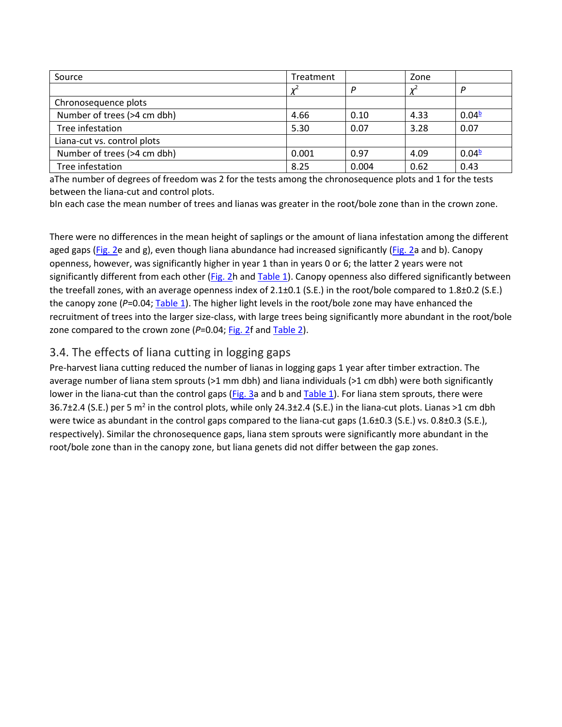| Source | Treatment | | Zone | |
|---|---|---|---|---|
| | $\chi^2$ | $P$ | $\chi^2$ | $P$ |
| Chronosequence plots | | | | |
| Number of trees (>4 cm dbh) | 4.66 | 0.10 | 4.33 | 0.04[b] |
| Tree infestation | 5.30 | 0.07 | 3.28 | 0.07 |
| Liana-cut vs. control plots | | | | |
| Number of trees (>4 cm dbh) | 0.001 | 0.97 | 4.09 | 0.04[b] |
| Tree infestation | 8.25 | 0.004 | 0.62 | 0.43 |

aThe number of degrees of freedom was 2 for the tests among the chronosequence plots and 1 for the tests between the liana-cut and control plots.

bIn each case the mean number of trees and lianas was greater in the root/bole zone than in the crown zone.

There were no differences in the mean height of saplings or the amount of liana infestation among the different aged gaps (Fig. 2e and g), even though liana abundance had increased significantly (Fig. 2a and b). Canopy openness, however, was significantly higher in year 1 than in years 0 or 6; the latter 2 years were not significantly different from each other (Fig. 2h and Table 1). Canopy openness also differed significantly between the treefall zones, with an average openness index of 2.1±0.1 (S.E.) in the root/bole compared to 1.8±0.2 (S.E.) the canopy zone (*P*=0.04; Table 1). The higher light levels in the root/bole zone may have enhanced the recruitment of trees into the larger size-class, with large trees being significantly more abundant in the root/bole zone compared to the crown zone (*P*=0.04; Fig. 2f and Table 2).

### 3.4. The effects of liana cutting in logging gaps

Pre-harvest liana cutting reduced the number of lianas in logging gaps 1 year after timber extraction. The average number of liana stem sprouts (>1 mm dbh) and liana individuals (>1 cm dbh) were both significantly lower in the liana-cut than the control gaps (Fig. 3a and b and Table 1). For liana stem sprouts, there were 36.7±2.4 (S.E.) per 5 $m^2$ in the control plots, while only 24.3±2.4 (S.E.) in the liana-cut plots. Lianas >1 cm dbh were twice as abundant in the control gaps compared to the liana-cut gaps (1.6±0.3 (S.E.) vs. 0.8±0.3 (S.E.), respectively). Similar the chronosequence gaps, liana stem sprouts were significantly more abundant in the root/bole zone than in the canopy zone, but liana genets did not differ between the gap zones.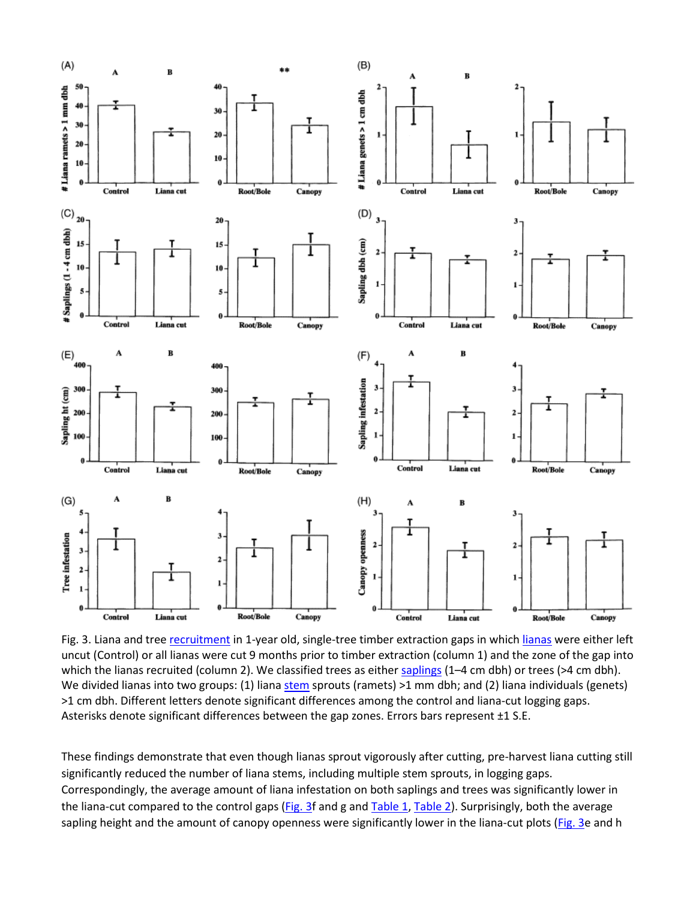Fig. 3. Liana and tree recruitment in 1-year old, single-tree timber extraction gaps in which lianas were either left uncut (Control) or all lianas were cut 9 months prior to timber extraction (column 1) and the zone of the gap into which the lianas recruited (column 2). We classified trees as either saplings (1–4 cm dbh) or trees (>4 cm dbh). We divided lianas into two groups: (1) liana stem sprouts (ramets) >1 mm dbh; and (2) liana individuals (genets) >1 cm dbh. Different letters denote significant differences among the control and liana-cut logging gaps. Asterisks denote significant differences between the gap zones. Errors bars represent ±1 S.E.

These findings demonstrate that even though lianas sprout vigorously after cutting, pre-harvest liana cutting still significantly reduced the number of liana stems, including multiple stem sprouts, in logging gaps. Correspondingly, the average amount of liana infestation on both saplings and trees was significantly lower in the liana-cut compared to the control gaps (Fig. 3f and g and Table 1, Table 2). Surprisingly, both the average sapling height and the amount of canopy openness were significantly lower in the liana-cut plots (Fig. 3e and h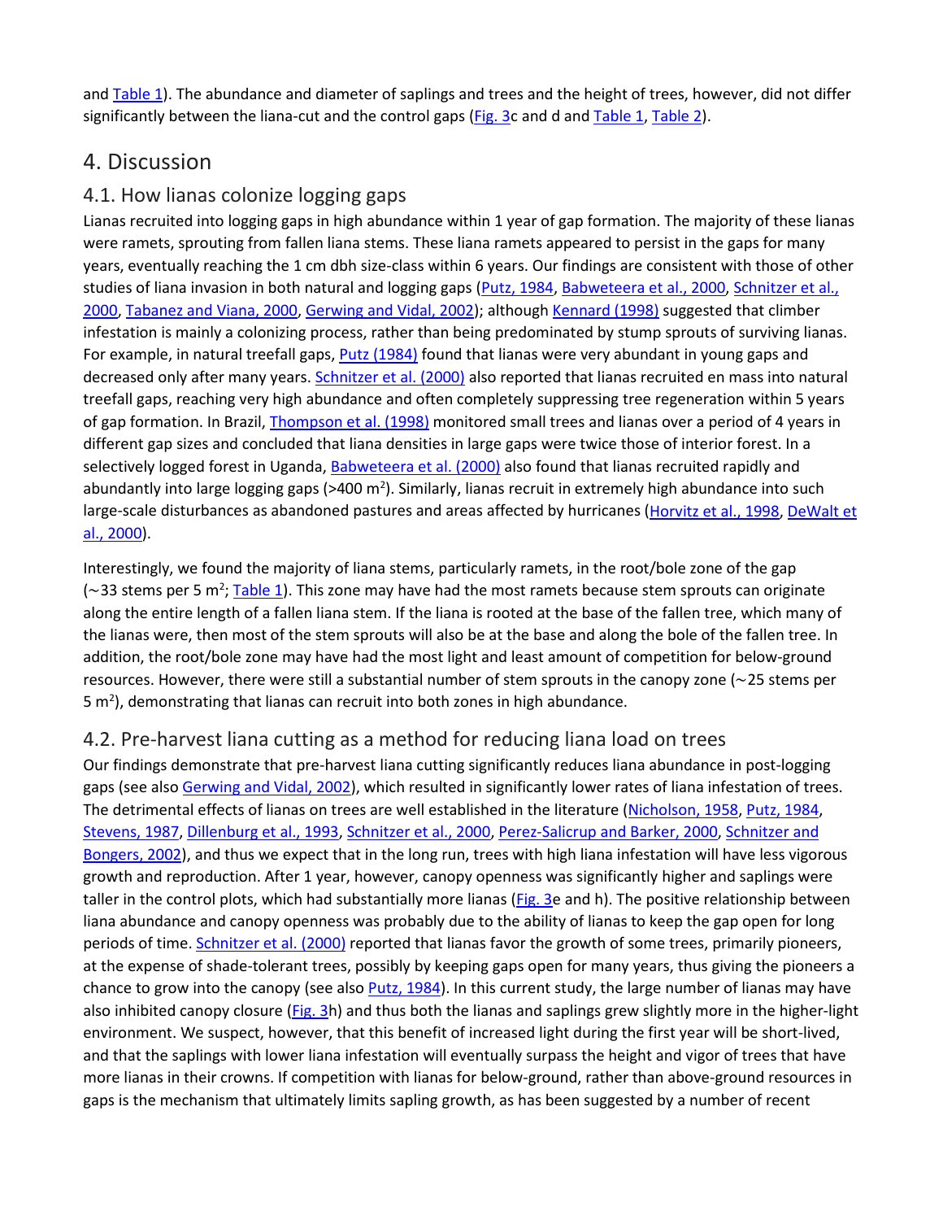and Table 1). The abundance and diameter of saplings and trees and the height of trees, however, did not differ significantly between the liana-cut and the control gaps (Fig. 3c and d and Table 1, Table 2).

## 4. Discussion

### 4.1. How lianas colonize logging gaps

Lianas recruited into logging gaps in high abundance within 1 year of gap formation. The majority of these lianas were ramets, sprouting from fallen liana stems. These liana ramets appeared to persist in the gaps for many years, eventually reaching the 1 cm dbh size-class within 6 years. Our findings are consistent with those of other studies of liana invasion in both natural and logging gaps (Putz, 1984, Babweteera et al., 2000, Schnitzer et al., 2000, Tabanez and Viana, 2000, Gerwing and Vidal, 2002); although Kennard (1998) suggested that climber infestation is mainly a colonizing process, rather than being predominated by stump sprouts of surviving lianas. For example, in natural treefall gaps, Putz (1984) found that lianas were very abundant in young gaps and decreased only after many years. Schnitzer et al. (2000) also reported that lianas recruited en mass into natural treefall gaps, reaching very high abundance and often completely suppressing tree regeneration within 5 years of gap formation. In Brazil, Thompson et al. (1998) monitored small trees and lianas over a period of 4 years in different gap sizes and concluded that liana densities in large gaps were twice those of interior forest. In a selectively logged forest in Uganda, Babweteera et al. (2000) also found that lianas recruited rapidly and abundantly into large logging gaps (>400 m$^2$). Similarly, lianas recruit in extremely high abundance into such large-scale disturbances as abandoned pastures and areas affected by hurricanes (Horvitz et al., 1998, DeWalt et al., 2000).

Interestingly, we found the majority of liana stems, particularly ramets, in the root/bole zone of the gap (∼33 stems per 5 m$^2$; Table 1). This zone may have had the most ramets because stem sprouts can originate along the entire length of a fallen liana stem. If the liana is rooted at the base of the fallen tree, which many of the lianas were, then most of the stem sprouts will also be at the base and along the bole of the fallen tree. In addition, the root/bole zone may have had the most light and least amount of competition for below-ground resources. However, there were still a substantial number of stem sprouts in the canopy zone (∼25 stems per 5 m$^2$), demonstrating that lianas can recruit into both zones in high abundance.

### 4.2. Pre-harvest liana cutting as a method for reducing liana load on trees

Our findings demonstrate that pre-harvest liana cutting significantly reduces liana abundance in post-logging gaps (see also Gerwing and Vidal, 2002), which resulted in significantly lower rates of liana infestation of trees. The detrimental effects of lianas on trees are well established in the literature (Nicholson, 1958, Putz, 1984, Stevens, 1987, Dillenburg et al., 1993, Schnitzer et al., 2000, Perez-Salicrup and Barker, 2000, Schnitzer and Bongers, 2002), and thus we expect that in the long run, trees with high liana infestation will have less vigorous growth and reproduction. After 1 year, however, canopy openness was significantly higher and saplings were taller in the control plots, which had substantially more lianas (Fig. 3e and h). The positive relationship between liana abundance and canopy openness was probably due to the ability of lianas to keep the gap open for long periods of time. Schnitzer et al. (2000) reported that lianas favor the growth of some trees, primarily pioneers, at the expense of shade-tolerant trees, possibly by keeping gaps open for many years, thus giving the pioneers a chance to grow into the canopy (see also Putz, 1984). In this current study, the large number of lianas may have also inhibited canopy closure (Fig. 3h) and thus both the lianas and saplings grew slightly more in the higher-light environment. We suspect, however, that this benefit of increased light during the first year will be short-lived, and that the saplings with lower liana infestation will eventually surpass the height and vigor of trees that have more lianas in their crowns. If competition with lianas for below-ground, rather than above-ground resources in gaps is the mechanism that ultimately limits sapling growth, as has been suggested by a number of recent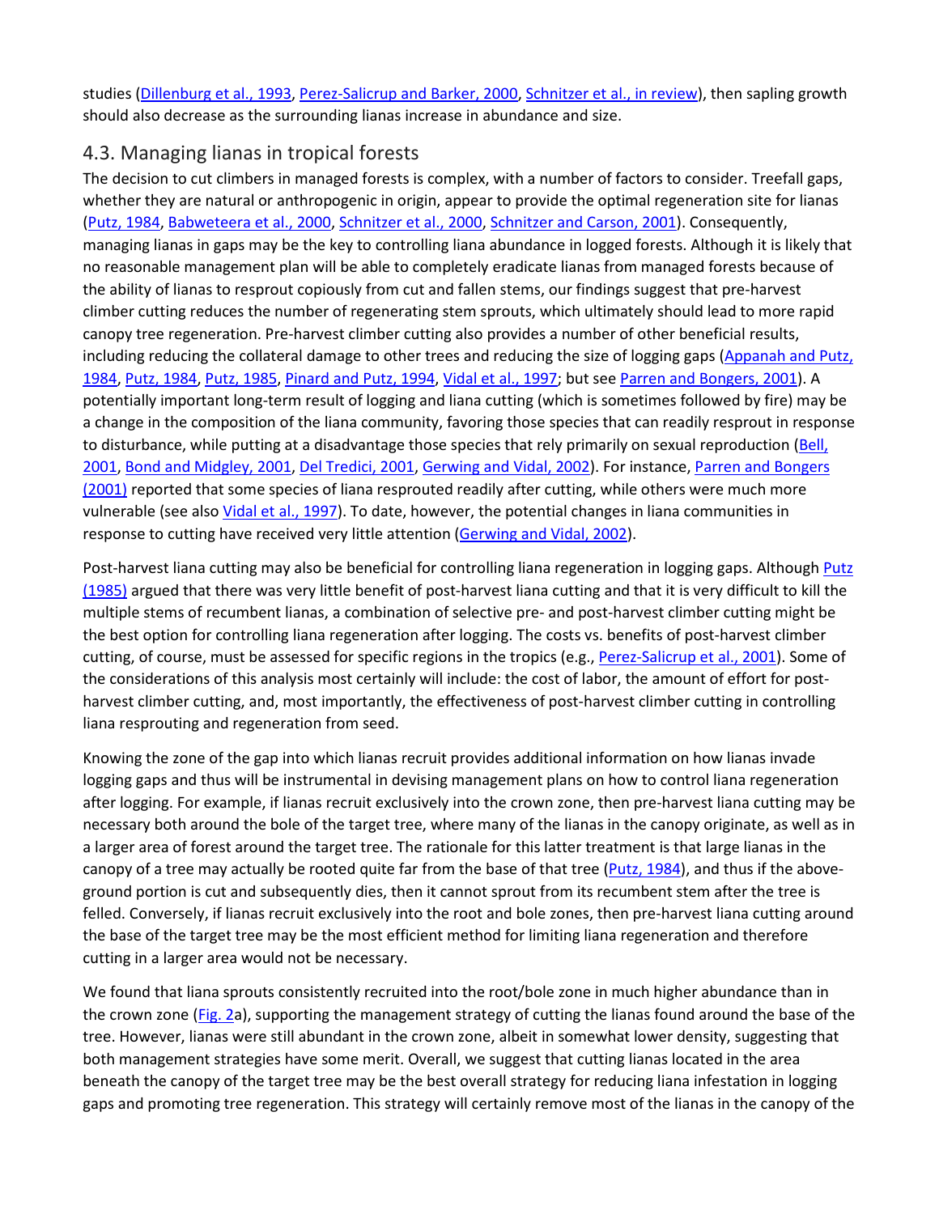studies (Dillenburg et al., 1993, Perez-Salicrup and Barker, 2000, Schnitzer et al., in review), then sapling growth should also decrease as the surrounding lianas increase in abundance and size.

### 4.3. Managing lianas in tropical forests

The decision to cut climbers in managed forests is complex, with a number of factors to consider. Treefall gaps, whether they are natural or anthropogenic in origin, appear to provide the optimal regeneration site for lianas (Putz, 1984, Babweteera et al., 2000, Schnitzer et al., 2000, Schnitzer and Carson, 2001). Consequently, managing lianas in gaps may be the key to controlling liana abundance in logged forests. Although it is likely that no reasonable management plan will be able to completely eradicate lianas from managed forests because of the ability of lianas to resprout copiously from cut and fallen stems, our findings suggest that pre-harvest climber cutting reduces the number of regenerating stem sprouts, which ultimately should lead to more rapid canopy tree regeneration. Pre-harvest climber cutting also provides a number of other beneficial results, including reducing the collateral damage to other trees and reducing the size of logging gaps (Appanah and Putz, 1984, Putz, 1984, Putz, 1985, Pinard and Putz, 1994, Vidal et al., 1997; but see Parren and Bongers, 2001). A potentially important long-term result of logging and liana cutting (which is sometimes followed by fire) may be a change in the composition of the liana community, favoring those species that can readily resprout in response to disturbance, while putting at a disadvantage those species that rely primarily on sexual reproduction (Bell, 2001, Bond and Midgley, 2001, Del Tredici, 2001, Gerwing and Vidal, 2002). For instance, Parren and Bongers (2001) reported that some species of liana resprouted readily after cutting, while others were much more vulnerable (see also Vidal et al., 1997). To date, however, the potential changes in liana communities in response to cutting have received very little attention (Gerwing and Vidal, 2002).

Post-harvest liana cutting may also be beneficial for controlling liana regeneration in logging gaps. Although Putz (1985) argued that there was very little benefit of post-harvest liana cutting and that it is very difficult to kill the multiple stems of recumbent lianas, a combination of selective pre- and post-harvest climber cutting might be the best option for controlling liana regeneration after logging. The costs vs. benefits of post-harvest climber cutting, of course, must be assessed for specific regions in the tropics (e.g., Perez-Salicrup et al., 2001). Some of the considerations of this analysis most certainly will include: the cost of labor, the amount of effort for post-harvest climber cutting, and, most importantly, the effectiveness of post-harvest climber cutting in controlling liana resprouting and regeneration from seed.

Knowing the zone of the gap into which lianas recruit provides additional information on how lianas invade logging gaps and thus will be instrumental in devising management plans on how to control liana regeneration after logging. For example, if lianas recruit exclusively into the crown zone, then pre-harvest liana cutting may be necessary both around the bole of the target tree, where many of the lianas in the canopy originate, as well as in a larger area of forest around the target tree. The rationale for this latter treatment is that large lianas in the canopy of a tree may actually be rooted quite far from the base of that tree (Putz, 1984), and thus if the above-ground portion is cut and subsequently dies, then it cannot sprout from its recumbent stem after the tree is felled. Conversely, if lianas recruit exclusively into the root and bole zones, then pre-harvest liana cutting around the base of the target tree may be the most efficient method for limiting liana regeneration and therefore cutting in a larger area would not be necessary.

We found that liana sprouts consistently recruited into the root/bole zone in much higher abundance than in the crown zone (Fig. 2a), supporting the management strategy of cutting the lianas found around the base of the tree. However, lianas were still abundant in the crown zone, albeit in somewhat lower density, suggesting that both management strategies have some merit. Overall, we suggest that cutting lianas located in the area beneath the canopy of the target tree may be the best overall strategy for reducing liana infestation in logging gaps and promoting tree regeneration. This strategy will certainly remove most of the lianas in the canopy of the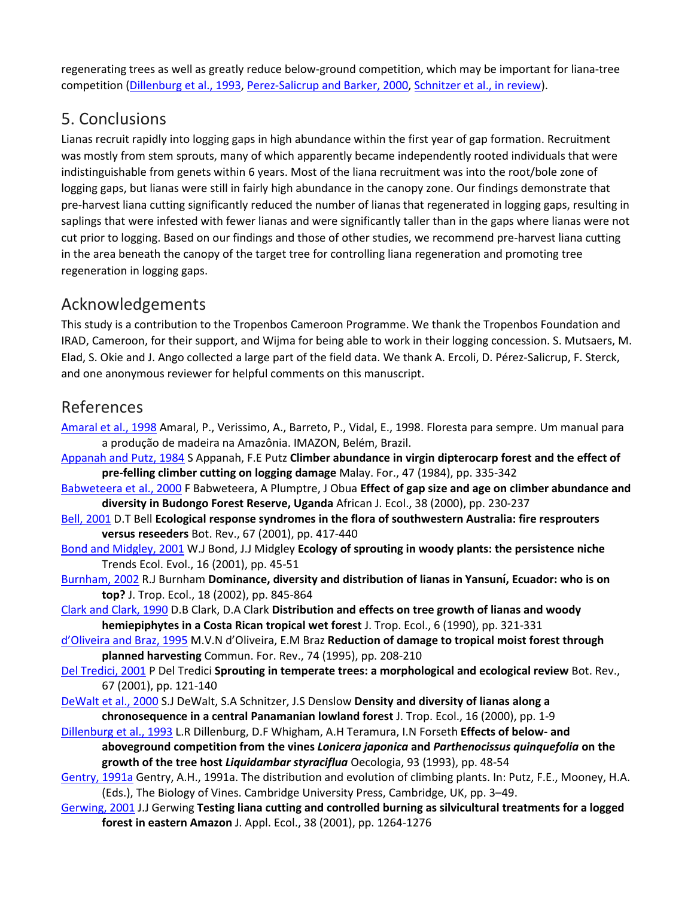regenerating trees as well as greatly reduce below-ground competition, which may be important for liana-tree competition (Dillenburg et al., 1993, Perez-Salicrup and Barker, 2000, Schnitzer et al., in review).

## 5. Conclusions

Lianas recruit rapidly into logging gaps in high abundance within the first year of gap formation. Recruitment was mostly from stem sprouts, many of which apparently became independently rooted individuals that were indistinguishable from genets within 6 years. Most of the liana recruitment was into the root/bole zone of logging gaps, but lianas were still in fairly high abundance in the canopy zone. Our findings demonstrate that pre-harvest liana cutting significantly reduced the number of lianas that regenerated in logging gaps, resulting in saplings that were infested with fewer lianas and were significantly taller than in the gaps where lianas were not cut prior to logging. Based on our findings and those of other studies, we recommend pre-harvest liana cutting in the area beneath the canopy of the target tree for controlling liana regeneration and promoting tree regeneration in logging gaps.

## Acknowledgements

This study is a contribution to the Tropenbos Cameroon Programme. We thank the Tropenbos Foundation and IRAD, Cameroon, for their support, and Wijma for being able to work in their logging concession. S. Mutsaers, M. Elad, S. Okie and J. Ango collected a large part of the field data. We thank A. Ercoli, D. Pérez-Salicrup, F. Sterck, and one anonymous reviewer for helpful comments on this manuscript.

## References

Amaral et al., 1998 Amaral, P., Verissimo, A., Barreto, P., Vidal, E., 1998. Floresta para sempre. Um manual para a produção de madeira na Amazônia. IMAZON, Belém, Brazil.

Appanah and Putz, 1984 S Appanah, F.E Putz **Climber abundance in virgin dipterocarp forest and the effect of pre-felling climber cutting on logging damage** Malay. For., 47 (1984), pp. 335-342

Babweteera et al., 2000 F Babweteera, A Plumptre, J Obua **Effect of gap size and age on climber abundance and diversity in Budongo Forest Reserve, Uganda** African J. Ecol., 38 (2000), pp. 230-237

Bell, 2001 D.T Bell **Ecological response syndromes in the flora of southwestern Australia: fire resprouters versus reseeders** Bot. Rev., 67 (2001), pp. 417-440

Bond and Midgley, 2001 W.J Bond, J.J Midgley **Ecology of sprouting in woody plants: the persistence niche** Trends Ecol. Evol., 16 (2001), pp. 45-51

Burnham, 2002 R.J Burnham **Dominance, diversity and distribution of lianas in Yansuní, Ecuador: who is on top?** J. Trop. Ecol., 18 (2002), pp. 845-864

Clark and Clark, 1990 D.B Clark, D.A Clark **Distribution and effects on tree growth of lianas and woody hemiepiphytes in a Costa Rican tropical wet forest** J. Trop. Ecol., 6 (1990), pp. 321-331

d'Oliveira and Braz, 1995 M.V.N d'Oliveira, E.M Braz **Reduction of damage to tropical moist forest through planned harvesting** Commun. For. Rev., 74 (1995), pp. 208-210

Del Tredici, 2001 P Del Tredici **Sprouting in temperate trees: a morphological and ecological review** Bot. Rev., 67 (2001), pp. 121-140

DeWalt et al., 2000 S.J DeWalt, S.A Schnitzer, J.S Denslow **Density and diversity of lianas along a chronosequence in a central Panamanian lowland forest** J. Trop. Ecol., 16 (2000), pp. 1-9

Dillenburg et al., 1993 L.R Dillenburg, D.F Whigham, A.H Teramura, I.N Forseth **Effects of below- and aboveground competition from the vines *Lonicera japonica* and *Parthenocissus quinquefolia* on the growth of the tree host *Liquidambar styraciflua*** Oecologia, 93 (1993), pp. 48-54

Gentry, 1991a Gentry, A.H., 1991a. The distribution and evolution of climbing plants. In: Putz, F.E., Mooney, H.A. (Eds.), The Biology of Vines. Cambridge University Press, Cambridge, UK, pp. 3–49.

Gerwing, 2001 J.J Gerwing **Testing liana cutting and controlled burning as silvicultural treatments for a logged forest in eastern Amazon** J. Appl. Ecol., 38 (2001), pp. 1264-1276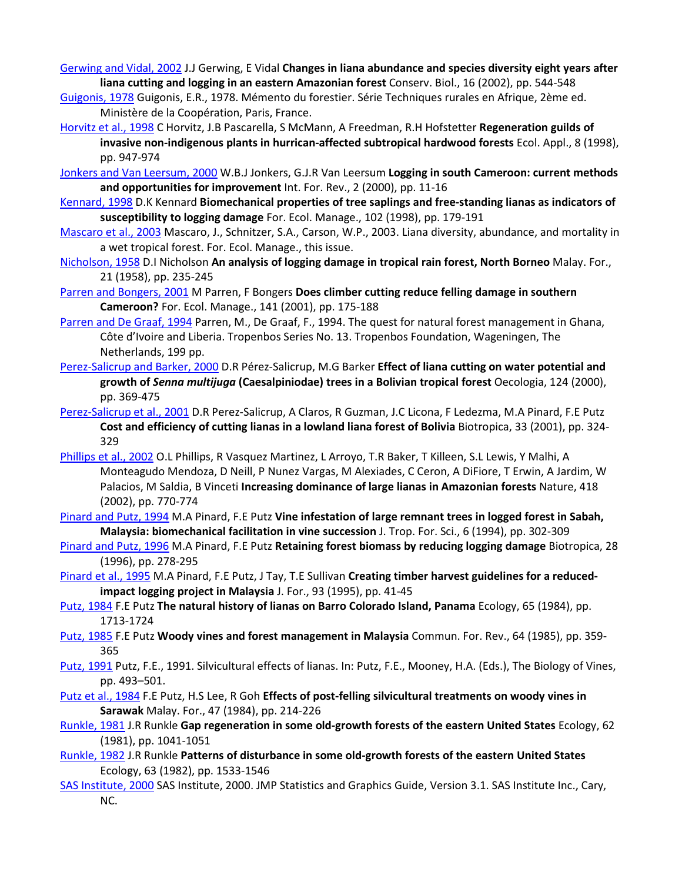Gerwing and Vidal, 2002 J.J Gerwing, E Vidal **Changes in liana abundance and species diversity eight years after liana cutting and logging in an eastern Amazonian forest** Conserv. Biol., 16 (2002), pp. 544-548

Guigonis, 1978 Guigonis, E.R., 1978. Mémento du forestier. Série Techniques rurales en Afrique, 2ème ed. Ministère de la Coopération, Paris, France.

Horvitz et al., 1998 C Horvitz, J.B Pascarella, S McMann, A Freedman, R.H Hofstetter **Regeneration guilds of invasive non-indigenous plants in hurrican-affected subtropical hardwood forests** Ecol. Appl., 8 (1998), pp. 947-974

Jonkers and Van Leersum, 2000 W.B.J Jonkers, G.J.R Van Leersum **Logging in south Cameroon: current methods and opportunities for improvement** Int. For. Rev., 2 (2000), pp. 11-16

Kennard, 1998 D.K Kennard **Biomechanical properties of tree saplings and free-standing lianas as indicators of susceptibility to logging damage** For. Ecol. Manage., 102 (1998), pp. 179-191

Mascaro et al., 2003 Mascaro, J., Schnitzer, S.A., Carson, W.P., 2003. Liana diversity, abundance, and mortality in a wet tropical forest. For. Ecol. Manage., this issue.

Nicholson, 1958 D.I Nicholson **An analysis of logging damage in tropical rain forest, North Borneo** Malay. For., 21 (1958), pp. 235-245

Parren and Bongers, 2001 M Parren, F Bongers **Does climber cutting reduce felling damage in southern Cameroon?** For. Ecol. Manage., 141 (2001), pp. 175-188

Parren and De Graaf, 1994 Parren, M., De Graaf, F., 1994. The quest for natural forest management in Ghana, Côte d'Ivoire and Liberia. Tropenbos Series No. 13. Tropenbos Foundation, Wageningen, The Netherlands, 199 pp.

Perez-Salicrup and Barker, 2000 D.R Pérez-Salicrup, M.G Barker **Effect of liana cutting on water potential and growth of *Senna multijuga* (Caesalpiniodae) trees in a Bolivian tropical forest** Oecologia, 124 (2000), pp. 369-475

Perez-Salicrup et al., 2001 D.R Perez-Salicrup, A Claros, R Guzman, J.C Licona, F Ledezma, M.A Pinard, F.E Putz **Cost and efficiency of cutting lianas in a lowland liana forest of Bolivia** Biotropica, 33 (2001), pp. 324-329

Phillips et al., 2002 O.L Phillips, R Vasquez Martinez, L Arroyo, T.R Baker, T Killeen, S.L Lewis, Y Malhi, A Monteagudo Mendoza, D Neill, P Nunez Vargas, M Alexiades, C Ceron, A DiFiore, T Erwin, A Jardim, W Palacios, M Saldia, B Vinceti **Increasing dominance of large lianas in Amazonian forests** Nature, 418 (2002), pp. 770-774

Pinard and Putz, 1994 M.A Pinard, F.E Putz **Vine infestation of large remnant trees in logged forest in Sabah, Malaysia: biomechanical facilitation in vine succession** J. Trop. For. Sci., 6 (1994), pp. 302-309

Pinard and Putz, 1996 M.A Pinard, F.E Putz **Retaining forest biomass by reducing logging damage** Biotropica, 28 (1996), pp. 278-295

Pinard et al., 1995 M.A Pinard, F.E Putz, J Tay, T.E Sullivan **Creating timber harvest guidelines for a reduced-impact logging project in Malaysia** J. For., 93 (1995), pp. 41-45

Putz, 1984 F.E Putz **The natural history of lianas on Barro Colorado Island, Panama** Ecology, 65 (1984), pp. 1713-1724

Putz, 1985 F.E Putz **Woody vines and forest management in Malaysia** Commun. For. Rev., 64 (1985), pp. 359-365

Putz, 1991 Putz, F.E., 1991. Silvicultural effects of lianas. In: Putz, F.E., Mooney, H.A. (Eds.), The Biology of Vines, pp. 493–501.

Putz et al., 1984 F.E Putz, H.S Lee, R Goh **Effects of post-felling silvicultural treatments on woody vines in Sarawak** Malay. For., 47 (1984), pp. 214-226

Runkle, 1981 J.R Runkle **Gap regeneration in some old-growth forests of the eastern United States** Ecology, 62 (1981), pp. 1041-1051

Runkle, 1982 J.R Runkle **Patterns of disturbance in some old-growth forests of the eastern United States** Ecology, 63 (1982), pp. 1533-1546

SAS Institute, 2000 SAS Institute, 2000. JMP Statistics and Graphics Guide, Version 3.1. SAS Institute Inc., Cary, NC.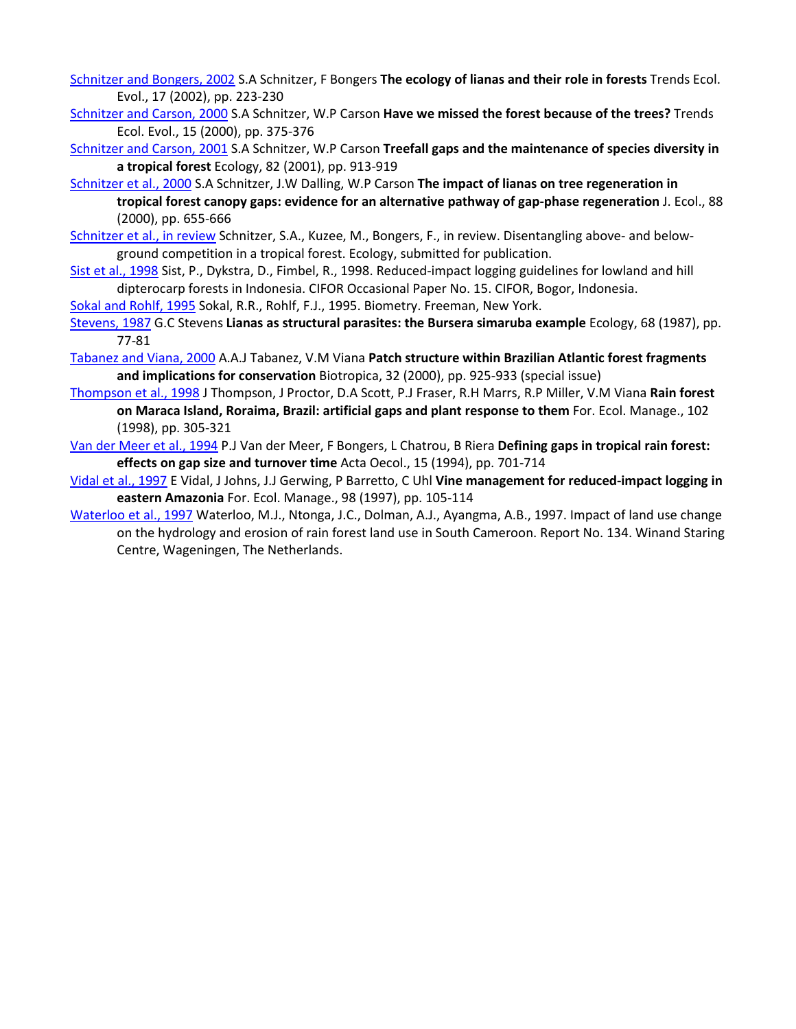Schnitzer and Bongers, 2002 S.A Schnitzer, F Bongers **The ecology of lianas and their role in forests** Trends Ecol. Evol., 17 (2002), pp. 223-230

Schnitzer and Carson, 2000 S.A Schnitzer, W.P Carson **Have we missed the forest because of the trees?** Trends Ecol. Evol., 15 (2000), pp. 375-376

Schnitzer and Carson, 2001 S.A Schnitzer, W.P Carson **Treefall gaps and the maintenance of species diversity in a tropical forest** Ecology, 82 (2001), pp. 913-919

Schnitzer et al., 2000 S.A Schnitzer, J.W Dalling, W.P Carson **The impact of lianas on tree regeneration in tropical forest canopy gaps: evidence for an alternative pathway of gap-phase regeneration** J. Ecol., 88 (2000), pp. 655-666

Schnitzer et al., in review Schnitzer, S.A., Kuzee, M., Bongers, F., in review. Disentangling above- and below-ground competition in a tropical forest. Ecology, submitted for publication.

Sist et al., 1998 Sist, P., Dykstra, D., Fimbel, R., 1998. Reduced-impact logging guidelines for lowland and hill dipterocarp forests in Indonesia. CIFOR Occasional Paper No. 15. CIFOR, Bogor, Indonesia.

Sokal and Rohlf, 1995 Sokal, R.R., Rohlf, F.J., 1995. Biometry. Freeman, New York.

Stevens, 1987 G.C Stevens **Lianas as structural parasites: the Bursera simaruba example** Ecology, 68 (1987), pp. 77-81

Tabanez and Viana, 2000 A.A.J Tabanez, V.M Viana **Patch structure within Brazilian Atlantic forest fragments and implications for conservation** Biotropica, 32 (2000), pp. 925-933 (special issue)

Thompson et al., 1998 J Thompson, J Proctor, D.A Scott, P.J Fraser, R.H Marrs, R.P Miller, V.M Viana **Rain forest on Maraca Island, Roraima, Brazil: artificial gaps and plant response to them** For. Ecol. Manage., 102 (1998), pp. 305-321

Van der Meer et al., 1994 P.J Van der Meer, F Bongers, L Chatrou, B Riera **Defining gaps in tropical rain forest: effects on gap size and turnover time** Acta Oecol., 15 (1994), pp. 701-714

Vidal et al., 1997 E Vidal, J Johns, J.J Gerwing, P Barretto, C Uhl **Vine management for reduced-impact logging in eastern Amazonia** For. Ecol. Manage., 98 (1997), pp. 105-114

Waterloo et al., 1997 Waterloo, M.J., Ntonga, J.C., Dolman, A.J., Ayangma, A.B., 1997. Impact of land use change on the hydrology and erosion of rain forest land use in South Cameroon. Report No. 134. Winand Staring Centre, Wageningen, The Netherlands.